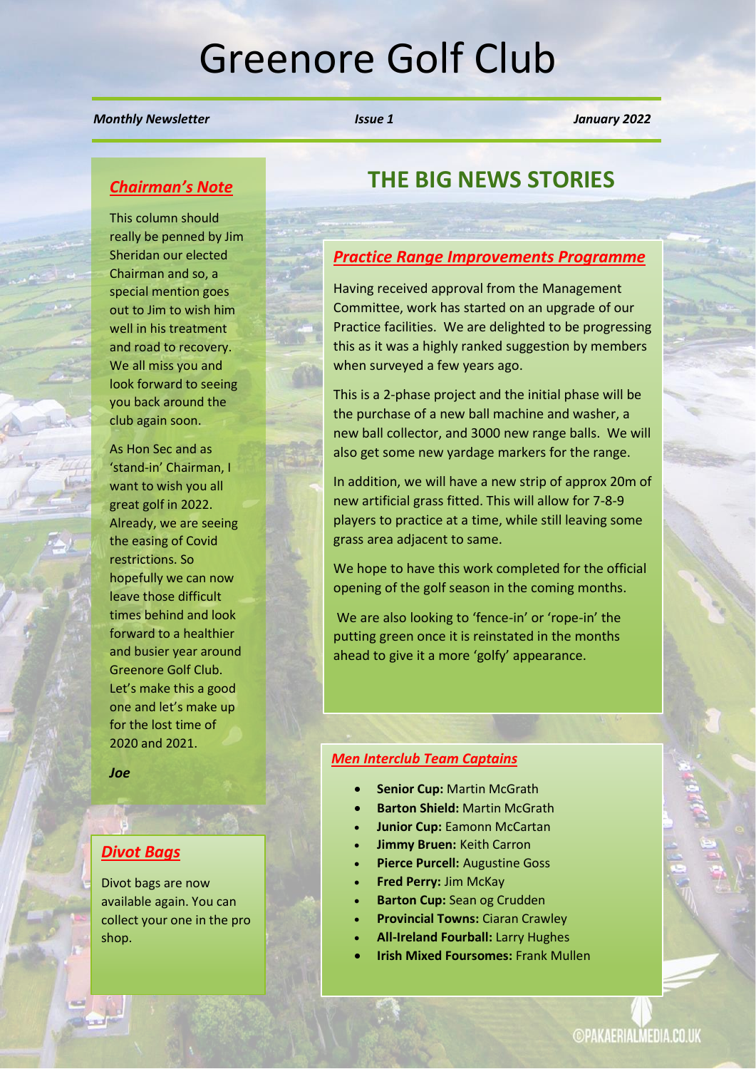# Greenore Golf Club

***Monthly Newsletter*** ***Issue 1*** ***January 2022***

## *Chairman's Note*

This column should really be penned by Jim Sheridan our elected Chairman and so, a special mention goes out to Jim to wish him well in his treatment and road to recovery. We all miss you and look forward to seeing you back around the club again soon.

As Hon Sec and as 'stand-in' Chairman, I want to wish you all great golf in 2022. Already, we are seeing the easing of Covid restrictions. So hopefully we can now leave those difficult times behind and look forward to a healthier and busier year around Greenore Golf Club. Let's make this a good one and let's make up for the lost time of 2020 and 2021.

***Joe***

## *Divot Bags*

Divot bags are now available again. You can collect your one in the pro shop.

# THE BIG NEWS STORIES

## *Practice Range Improvements Programme*

Having received approval from the Management Committee, work has started on an upgrade of our Practice facilities. We are delighted to be progressing this as it was a highly ranked suggestion by members when surveyed a few years ago.

This is a 2-phase project and the initial phase will be the purchase of a new ball machine and washer, a new ball collector, and 3000 new range balls. We will also get some new yardage markers for the range.

In addition, we will have a new strip of approx 20m of new artificial grass fitted. This will allow for 7-8-9 players to practice at a time, while still leaving some grass area adjacent to same.

We hope to have this work completed for the official opening of the golf season in the coming months.

We are also looking to 'fence-in' or 'rope-in' the putting green once it is reinstated in the months ahead to give it a more 'golfy' appearance.

## *Men Interclub Team Captains*

- **Senior Cup:** Martin McGrath
- **Barton Shield:** Martin McGrath
- **Junior Cup:** Eamonn McCartan
- **Jimmy Bruen:** Keith Carron
- **Pierce Purcell:** Augustine Goss
- **Fred Perry:** Jim McKay
- **Barton Cup:** Sean og Crudden
- **Provincial Towns:** Ciaran Crawley
- **All-Ireland Fourball:** Larry Hughes
- **Irish Mixed Foursomes:** Frank Mullen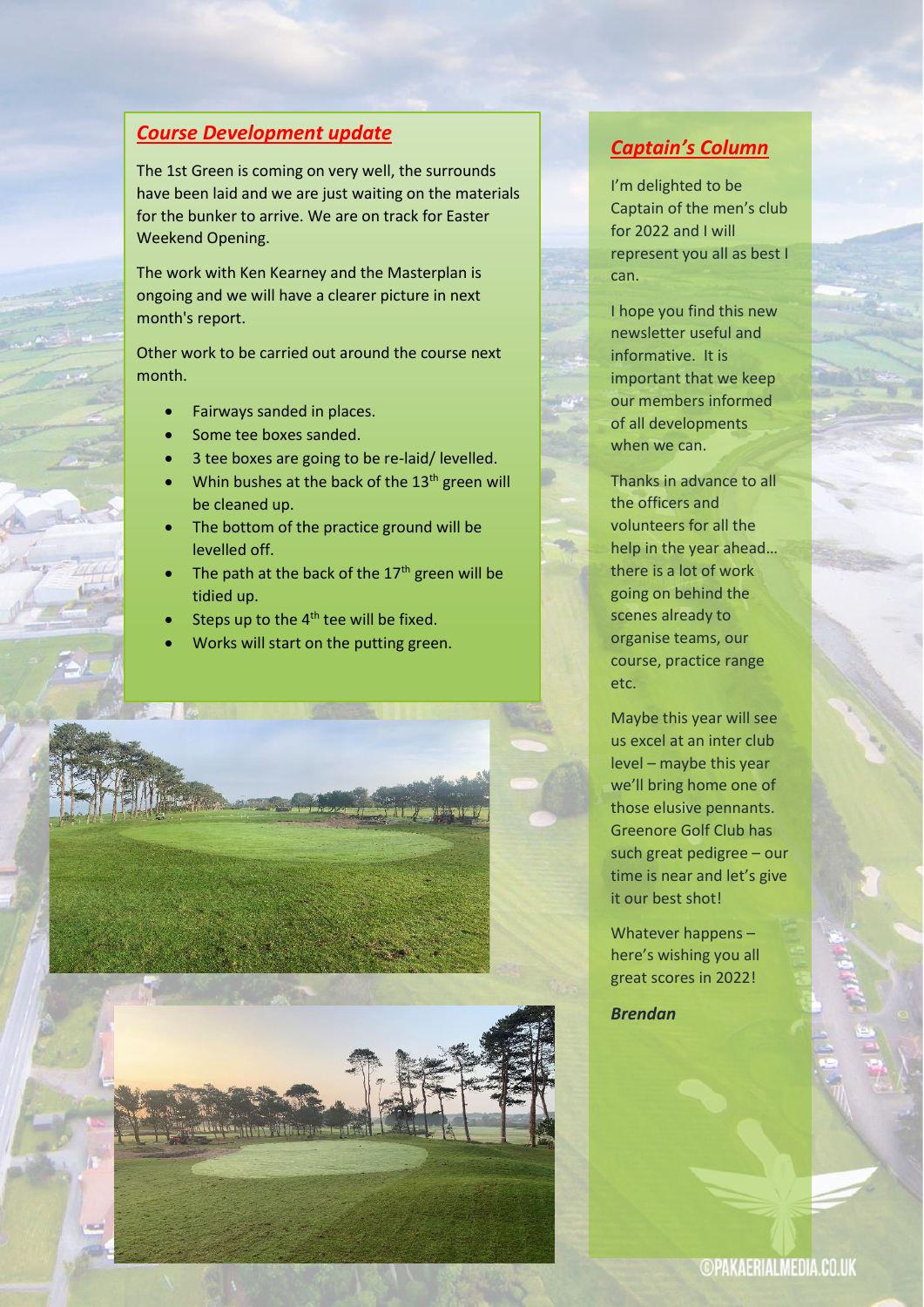## ***Course Development update***

The 1st Green is coming on very well, the surrounds have been laid and we are just waiting on the materials for the bunker to arrive. We are on track for Easter Weekend Opening.

The work with Ken Kearney and the Masterplan is ongoing and we will have a clearer picture in next month's report.

Other work to be carried out around the course next month.

- Fairways sanded in places.
- Some tee boxes sanded.
- 3 tee boxes are going to be re-laid/ levelled.
- Whin bushes at the back of the 13th green will be cleaned up.
- The bottom of the practice ground will be levelled off.
- The path at the back of the 17th green will be tidied up.
- Steps up to the 4th tee will be fixed.
- Works will start on the putting green.

## ***Captain's Column***

I'm delighted to be Captain of the men's club for 2022 and I will represent you all as best I can.

I hope you find this new newsletter useful and informative. It is important that we keep our members informed of all developments when we can.

Thanks in advance to all the officers and volunteers for all the help in the year ahead… there is a lot of work going on behind the scenes already to organise teams, our course, practice range etc.

Maybe this year will see us excel at an inter club level – maybe this year we'll bring home one of those elusive pennants. Greenore Golf Club has such great pedigree – our time is near and let's give it our best shot!

Whatever happens – here's wishing you all great scores in 2022!

***Brendan***

©PAKAERIALMEDIA.CO.UK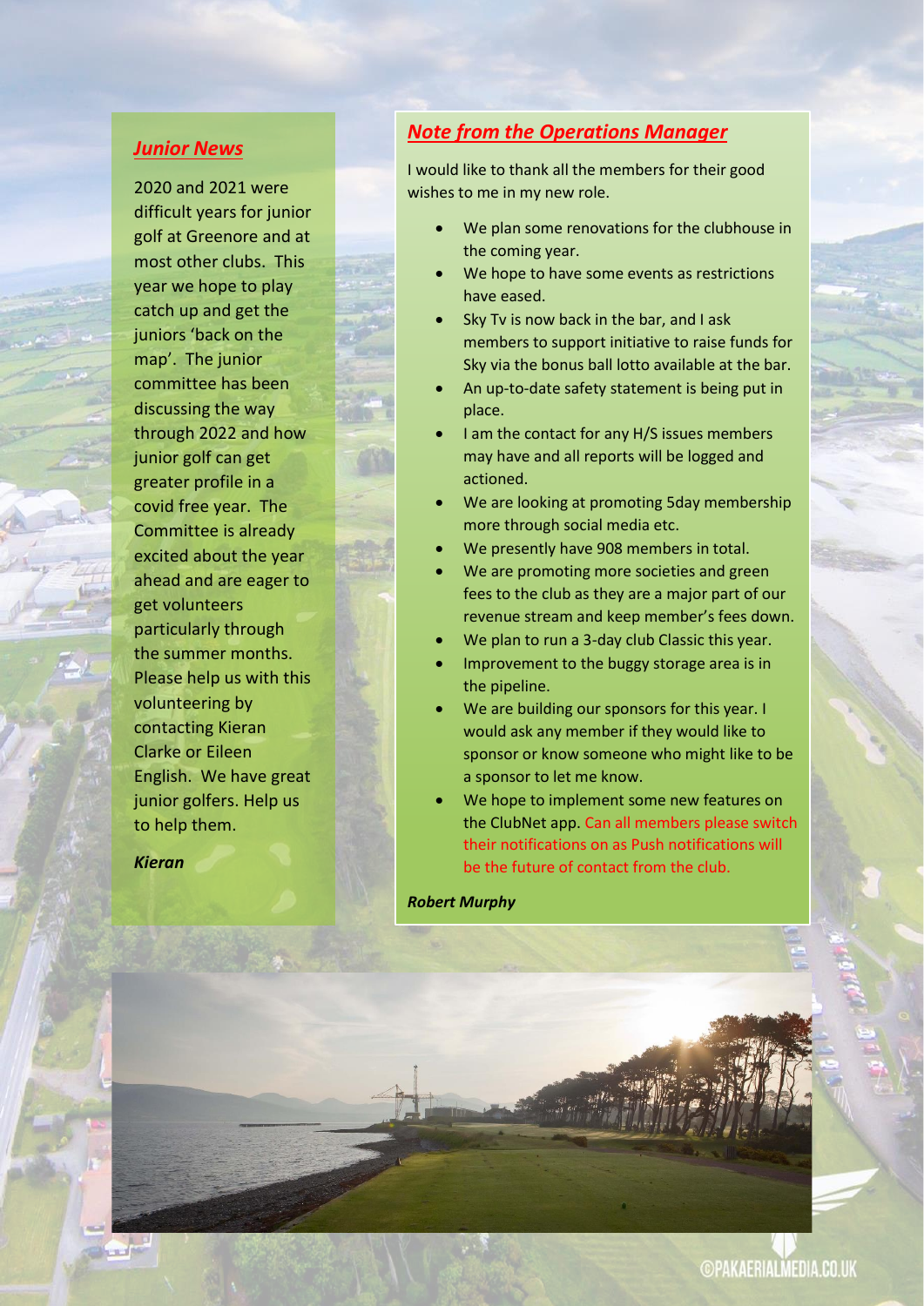## Junior News

2020 and 2021 were difficult years for junior golf at Greenore and at most other clubs. This year we hope to play catch up and get the juniors 'back on the map'. The junior committee has been discussing the way through 2022 and how junior golf can get greater profile in a covid free year. The Committee is already excited about the year ahead and are eager to get volunteers particularly through the summer months. Please help us with this volunteering by contacting Kieran Clarke or Eileen English. We have great junior golfers. Help us to help them.

***Kieran***

## Note from the Operations Manager

I would like to thank all the members for their good wishes to me in my new role.

- We plan some renovations for the clubhouse in the coming year.
- We hope to have some events as restrictions have eased.
- Sky Tv is now back in the bar, and I ask members to support initiative to raise funds for Sky via the bonus ball lotto available at the bar.
- An up-to-date safety statement is being put in place.
- I am the contact for any H/S issues members may have and all reports will be logged and actioned.
- We are looking at promoting 5day membership more through social media etc.
- We presently have 908 members in total.
- We are promoting more societies and green fees to the club as they are a major part of our revenue stream and keep member's fees down.
- We plan to run a 3-day club Classic this year.
- Improvement to the buggy storage area is in the pipeline.
- We are building our sponsors for this year. I would ask any member if they would like to sponsor or know someone who might like to be a sponsor to let me know.
- We hope to implement some new features on the ClubNet app. Can all members please switch their notifications on as Push notifications will be the future of contact from the club.

***Robert Murphy***

©PAKAERIALMEDIA.CO.UK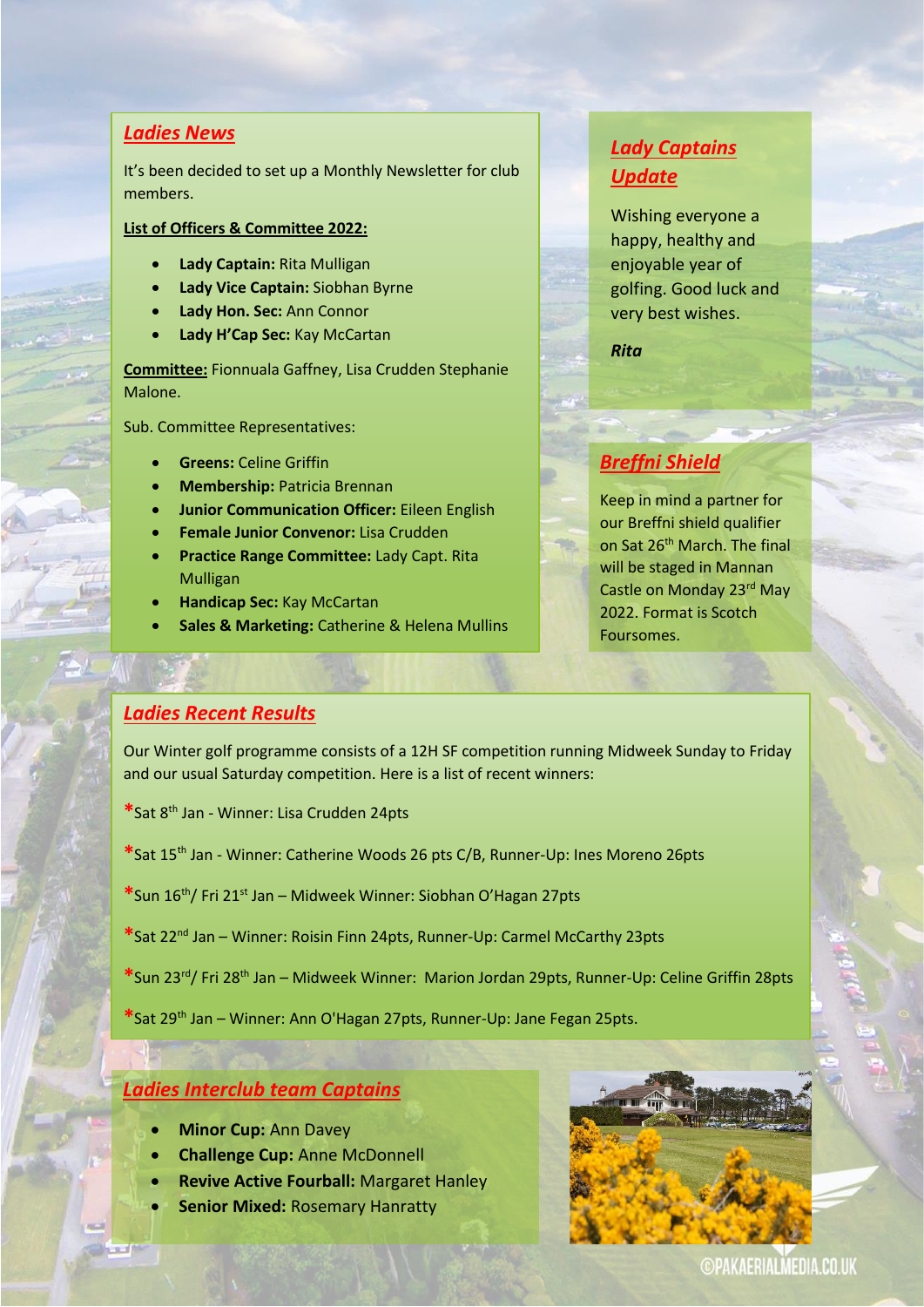## Ladies News

It's been decided to set up a Monthly Newsletter for club members.

**List of Officers & Committee 2022:**

- **Lady Captain:** Rita Mulligan
- **Lady Vice Captain:** Siobhan Byrne
- **Lady Hon. Sec:** Ann Connor
- **Lady H'Cap Sec:** Kay McCartan

**Committee:** Fionnuala Gaffney, Lisa Crudden Stephanie Malone.

Sub. Committee Representatives:

- **Greens:** Celine Griffin
- **Membership:** Patricia Brennan
- **Junior Communication Officer:** Eileen English
- **Female Junior Convenor:** Lisa Crudden
- **Practice Range Committee:** Lady Capt. Rita Mulligan
- **Handicap Sec:** Kay McCartan
- **Sales & Marketing:** Catherine & Helena Mullins

## Lady Captains Update

Wishing everyone a happy, healthy and enjoyable year of golfing. Good luck and very best wishes.

***Rita***

## Breffni Shield

Keep in mind a partner for our Breffni shield qualifier on Sat 26th March. The final will be staged in Mannan Castle on Monday 23rd May 2022. Format is Scotch Foursomes.

## Ladies Recent Results

Our Winter golf programme consists of a 12H SF competition running Midweek Sunday to Friday and our usual Saturday competition. Here is a list of recent winners:

*Sat 8th Jan - Winner: Lisa Crudden 24pts

*Sat 15th Jan - Winner: Catherine Woods 26 pts C/B, Runner-Up: Ines Moreno 26pts

*Sun 16th/ Fri 21st Jan – Midweek Winner: Siobhan O'Hagan 27pts

*Sat 22nd Jan – Winner: Roisin Finn 24pts, Runner-Up: Carmel McCarthy 23pts

*Sun 23rd/ Fri 28th Jan – Midweek Winner: Marion Jordan 29pts, Runner-Up: Celine Griffin 28pts

*Sat 29th Jan – Winner: Ann O'Hagan 27pts, Runner-Up: Jane Fegan 25pts.

## Ladies Interclub team Captains

- **Minor Cup:** Ann Davey
- **Challenge Cup:** Anne McDonnell
- **Revive Active Fourball:** Margaret Hanley
- **Senior Mixed:** Rosemary Hanratty

©PAKAERIALMEDIA.CO.UK